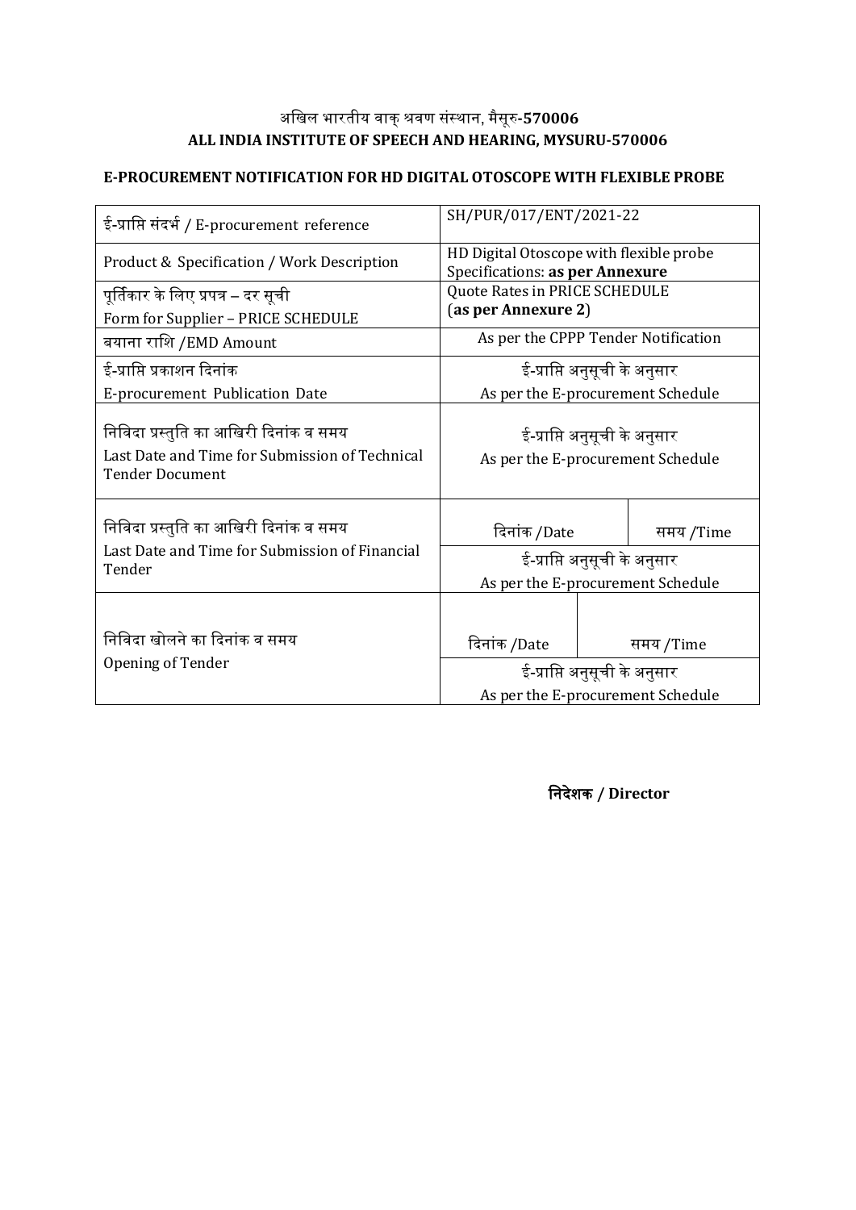# अखिल भारतीय वाक् श्रवण संस्थान, मैसूरु-570006
# ALL INDIA INSTITUTE OF SPEECH AND HEARING, MYSURU-570006

## E-PROCUREMENT NOTIFICATION FOR HD DIGITAL OTOSCOPE WITH FLEXIBLE PROBE

| | | |
|---|---|---|
| ई-प्राप्ति संदर्भ / E-procurement reference | SH/PUR/017/ENT/2021-22 | |
| Product & Specification / Work Description | HD Digital Otoscope with flexible probe<br>Specifications: **as per Annexure** | |
| पूर्तिकार के लिए प्रपत्र – दर सूची<br>Form for Supplier – PRICE SCHEDULE | Quote Rates in PRICE SCHEDULE<br>**(as per Annexure 2)** | |
| बयाना राशि /EMD Amount | As per the CPPP Tender Notification | |
| ई-प्राप्ति प्रकाशन दिनांक<br>E-procurement Publication Date | ई-प्राप्ति अनुसूची के अनुसार<br>As per the E-procurement Schedule | |
| निविदा प्रस्तुति का आखिरी दिनांक व समय<br>Last Date and Time for Submission of Technical Tender Document | ई-प्राप्ति अनुसूची के अनुसार<br>As per the E-procurement Schedule | |
| निविदा प्रस्तुति का आखिरी दिनांक व समय<br>Last Date and Time for Submission of Financial Tender | दिनांक /Date | समय /Time |
| | ई-प्राप्ति अनुसूची के अनुसार<br>As per the E-procurement Schedule | |
| निविदा खोलने का दिनांक व समय<br>Opening of Tender | दिनांक /Date | समय /Time |
| | ई-प्राप्ति अनुसूची के अनुसार<br>As per the E-procurement Schedule | |

**निदेशक / Director**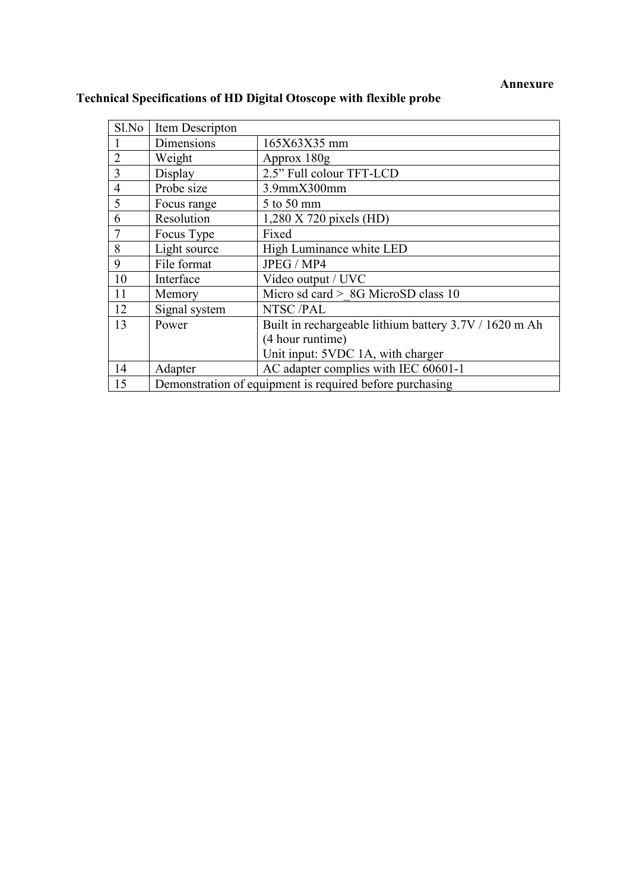**Annexure**

**Technical Specifications of HD Digital Otoscope with flexible probe**

| Sl.No | Item Descripton | |
|---|---|---|
| 1 | Dimensions | 165X63X35 mm |
| 2 | Weight | Approx 180g |
| 3 | Display | 2.5" Full colour TFT-LCD |
| 4 | Probe size | 3.9mmX300mm |
| 5 | Focus range | 5 to 50 mm |
| 6 | Resolution | 1,280 X 720 pixels (HD) |
| 7 | Focus Type | Fixed |
| 8 | Light source | High Luminance white LED |
| 9 | File format | JPEG / MP4 |
| 10 | Interface | Video output / UVC |
| 11 | Memory | Micro sd card >_8G MicroSD class 10 |
| 12 | Signal system | NTSC /PAL |
| 13 | Power | Built in rechargeable lithium battery 3.7V / 1620 m Ah (4 hour runtime)<br>Unit input: 5VDC 1A, with charger |
| 14 | Adapter | AC adapter complies with IEC 60601-1 |
| 15 | Demonstration of equipment is required before purchasing | |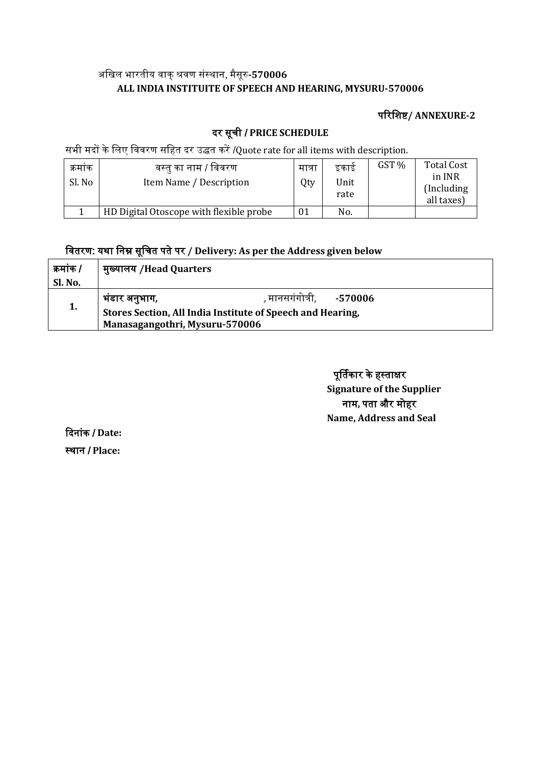अखिल भारतीय वाक् श्रवण संस्थान, मैसूरु-570006

**ALL INDIA INSTITUITE OF SPEECH AND HEARING, MYSURU-570006**

**परिशिष्ट/ ANNEXURE-2**

## दर सूची / PRICE SCHEDULE

सभी मदों के लिए विवरण सहित दर उद्धत करें /Quote rate for all items with description.

| क्रमांक Sl. No | वस्तु का नाम / विवरण Item Name / Description | मात्रा Qty | इकाई Unit rate | GST % | Total Cost in INR (Including all taxes) |
|---|---|---|---|---|---|
| 1 | HD Digital Otoscope with flexible probe | 01 | No. | | |

**वितरण: यथा निम्न सूचित पते पर / Delivery: As per the Address given below**

| क्रमांक / Sl. No. | मुख्यालय /Head Quarters |
|---|---|
| 1. | **भंडार अनुभाग,** , मानसगंगोत्री, **-570006** **Stores Section, All India Institute of Speech and Hearing, Manasagangothri, Mysuru-570006** |

**पूर्तिकार के हस्ताक्षर**
**Signature of the Supplier**
**नाम, पता और मोहर**
**Name, Address and Seal**

**दिनांक / Date:**

**स्थान / Place:**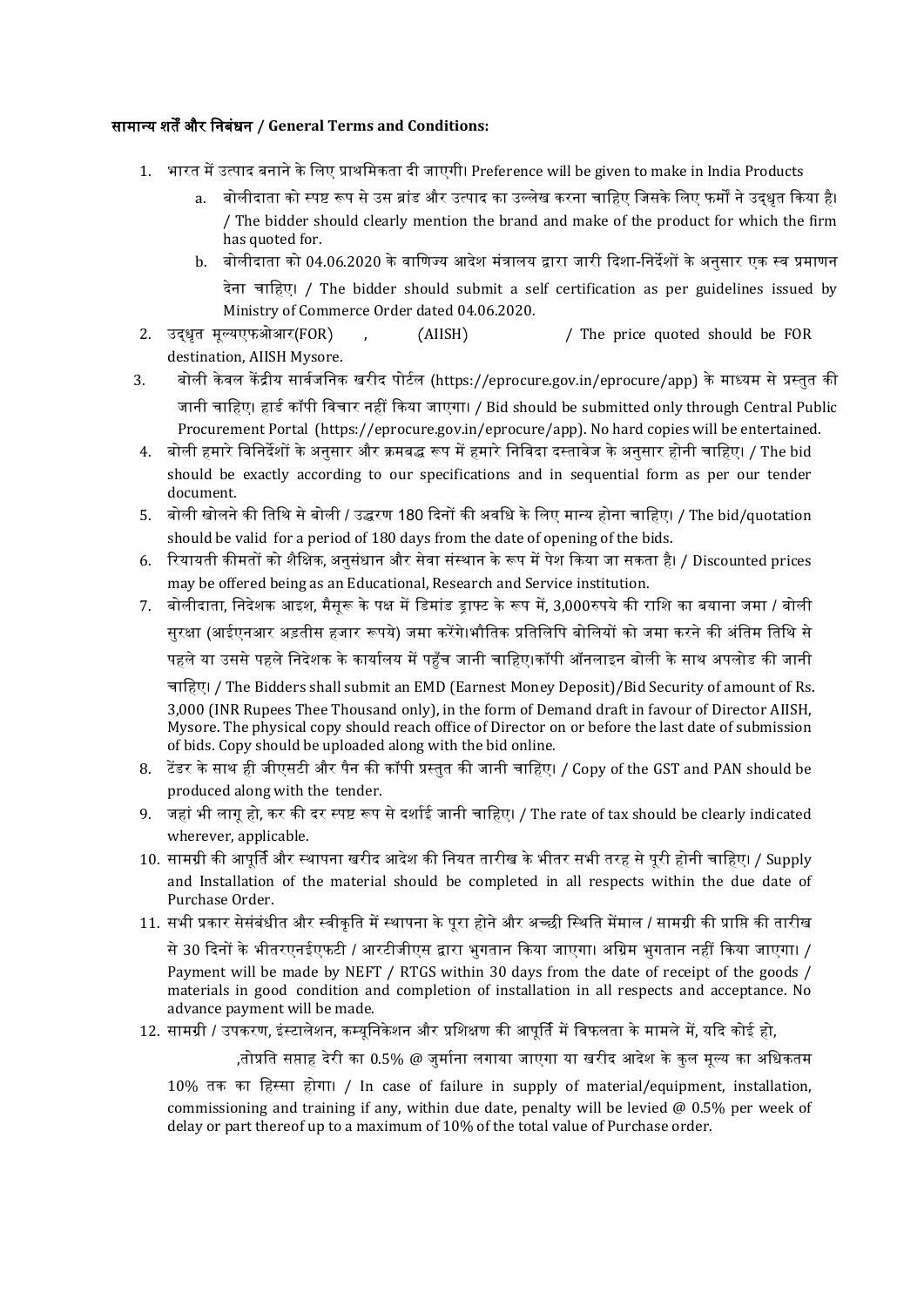**सामान्य शर्तें और निबंधन / General Terms and Conditions:**

1. भारत में उत्पाद बनाने के लिए प्राथमिकता दी जाएगी। Preference will be given to make in India Products
   a. बोलीदाता को स्पष्ट रूप से उस ब्रांड और उत्पाद का उल्लेख करना चाहिए जिसके लिए फर्मों ने उद्धृत किया है। / The bidder should clearly mention the brand and make of the product for which the firm has quoted for.
   b. बोलीदाता को 04.06.2020 के वाणिज्य आदेश मंत्रालय द्वारा जारी दिशा-निर्देशों के अनुसार एक स्व प्रमाणन देना चाहिए। / The bidder should submit a self certification as per guidelines issued by Ministry of Commerce Order dated 04.06.2020.
2. उद्धृत मूल्यएफओआर(FOR) , (AIISH) / The price quoted should be FOR destination, AIISH Mysore.
3. बोली केवल केंद्रीय सार्वजनिक खरीद पोर्टल (https://eprocure.gov.in/eprocure/app) के माध्यम से प्रस्तुत की जानी चाहिए। हार्ड कॉपी विचार नहीं किया जाएगा। / Bid should be submitted only through Central Public Procurement Portal (https://eprocure.gov.in/eprocure/app). No hard copies will be entertained.
4. बोली हमारे विनिर्देशों के अनुसार और क्रमबद्ध रूप में हमारे निविदा दस्तावेज के अनुसार होनी चाहिए। / The bid should be exactly according to our specifications and in sequential form as per our tender document.
5. बोली खोलने की तिथि से बोली / उद्धरण 180 दिनों की अवधि के लिए मान्य होना चाहिए। / The bid/quotation should be valid for a period of 180 days from the date of opening of the bids.
6. रियायती कीमतों को शैक्षिक, अनुसंधान और सेवा संस्थान के रूप में पेश किया जा सकता है। / Discounted prices may be offered being as an Educational, Research and Service institution.
7. बोलीदाता, निदेशक आइश, मैसूरू के पक्ष में डिमांड ड्राफ्ट के रूप में, 3,000रुपये की राशि का बयाना जमा / बोली सुरक्षा (आईएनआर अड़तीस हजार रूपये) जमा करेंगे।भौतिक प्रतिलिपि बोलियों को जमा करने की अंतिम तिथि से पहले या उससे पहले निदेशक के कार्यालय में पहुँच जानी चाहिए।कॉपी ऑनलाइन बोली के साथ अपलोड की जानी चाहिए। / The Bidders shall submit an EMD (Earnest Money Deposit)/Bid Security of amount of Rs. 3,000 (INR Rupees Thee Thousand only), in the form of Demand draft in favour of Director AIISH, Mysore. The physical copy should reach office of Director on or before the last date of submission of bids. Copy should be uploaded along with the bid online.
8. टेंडर के साथ ही जीएसटी और पैन की कॉपी प्रस्तुत की जानी चाहिए। / Copy of the GST and PAN should be produced along with the tender.
9. जहां भी लागू हो, कर की दर स्पष्ट रूप से दर्शाई जानी चाहिए। / The rate of tax should be clearly indicated wherever, applicable.
10. सामग्री की आपूर्ति और स्थापना खरीद आदेश की नियत तारीख के भीतर सभी तरह से पूरी होनी चाहिए। / Supply and Installation of the material should be completed in all respects within the due date of Purchase Order.
11. सभी प्रकार सेसंबंधीत और स्वीकृति में स्थापना के पूरा होने और अच्छी स्थिति मेंमाल / सामग्री की प्राप्ति की तारीख से 30 दिनों के भीतरएनईएफटी / आरटीजीएस द्वारा भुगतान किया जाएगा। अग्रिम भुगतान नहीं किया जाएगा। / Payment will be made by NEFT / RTGS within 30 days from the date of receipt of the goods / materials in good condition and completion of installation in all respects and acceptance. No advance payment will be made.
12. सामग्री / उपकरण, इंस्टालेशन, कम्यूनिकेशन और प्रशिक्षण की आपूर्ति में विफलता के मामले में, यदि कोई हो, ,तोप्रति सप्ताह देरी का 0.5% @ जुर्माना लगाया जाएगा या खरीद आदेश के कुल मूल्य का अधिकतम 10% तक का हिस्सा होगा। / In case of failure in supply of material/equipment, installation, commissioning and training if any, within due date, penalty will be levied @ 0.5% per week of delay or part thereof up to a maximum of 10% of the total value of Purchase order.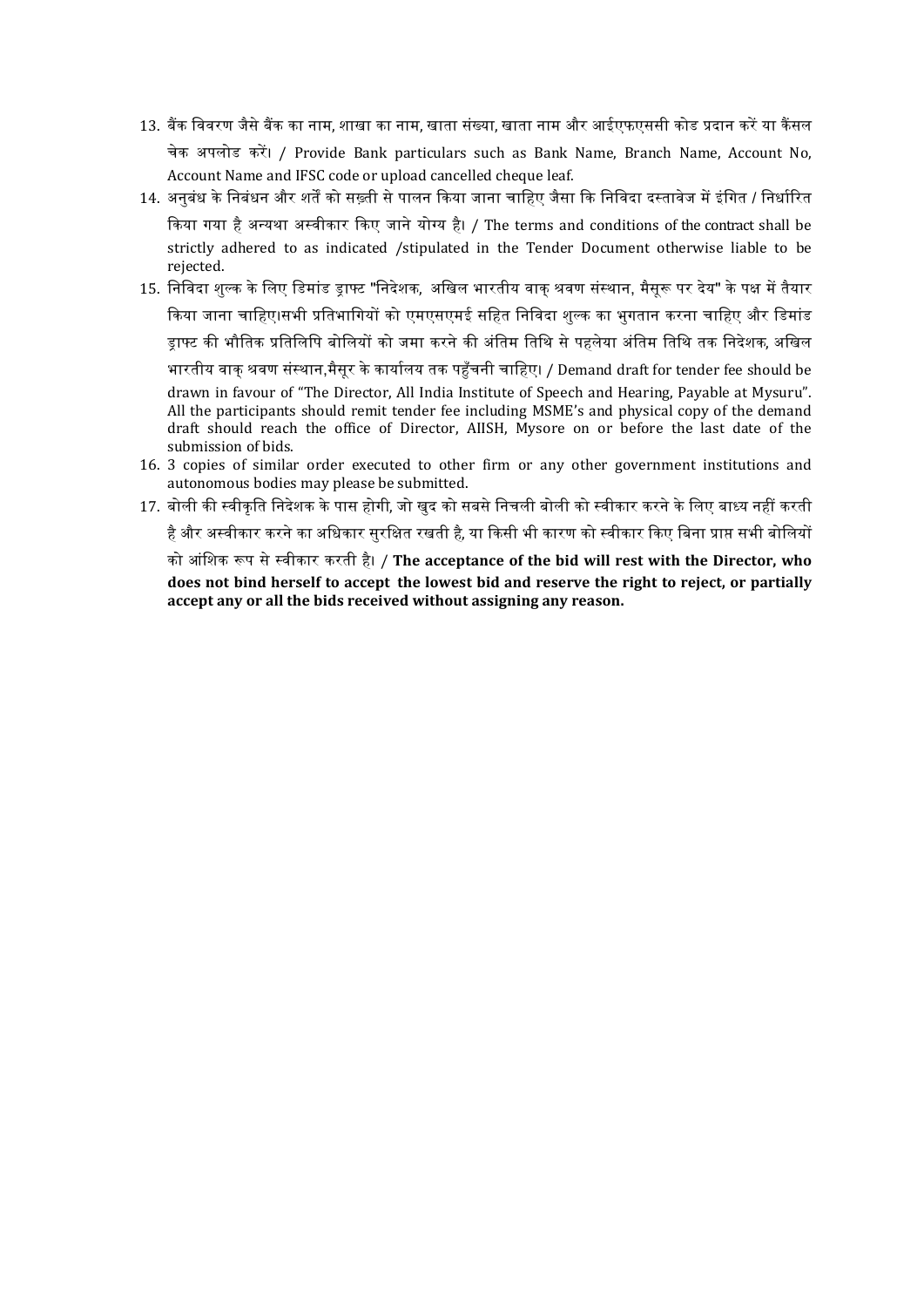13. बैंक विवरण जैसे बैंक का नाम, शाखा का नाम, खाता संख्या, खाता नाम और आईएफएससी कोड प्रदान करें या कैंसल चेक अपलोड करें। / Provide Bank particulars such as Bank Name, Branch Name, Account No, Account Name and IFSC code or upload cancelled cheque leaf.
14. अनुबंध के निबंधन और शर्तें को सख़्ती से पालन किया जाना चाहिए जैसा कि निविदा दस्तावेज में इंगित / निर्धारित किया गया है अन्यथा अस्वीकार किए जाने योग्य है। / The terms and conditions of the contract shall be strictly adhered to as indicated /stipulated in the Tender Document otherwise liable to be rejected.
15. निविदा शुल्क के लिए डिमांड ड्राफ्ट "निदेशक, अखिल भारतीय वाक् श्रवण संस्थान, मैसूरू पर देय" के पक्ष में तैयार किया जाना चाहिए।सभी प्रतिभागियों को एमएसएमई सहित निविदा शुल्क का भुगतान करना चाहिए और डिमांड ड्राफ्ट की भौतिक प्रतिलिपि बोलियों को जमा करने की अंतिम तिथि से पहलेया अंतिम तिथि तक निदेशक, अखिल भारतीय वाक् श्रवण संस्थान,मैसूर के कार्यालय तक पहुँचनी चाहिए। / Demand draft for tender fee should be drawn in favour of "The Director, All India Institute of Speech and Hearing, Payable at Mysuru". All the participants should remit tender fee including MSME's and physical copy of the demand draft should reach the office of Director, AIISH, Mysore on or before the last date of the submission of bids.
16. 3 copies of similar order executed to other firm or any other government institutions and autonomous bodies may please be submitted.
17. बोली की स्वीकृति निदेशक के पास होगी, जो खुद को सबसे निचली बोली को स्वीकार करने के लिए बाध्य नहीं करती है और अस्वीकार करने का अधिकार सुरक्षित रखती है, या किसी भी कारण को स्वीकार किए बिना प्राप्त सभी बोलियों को आंशिक रूप से स्वीकार करती है। / **The acceptance of the bid will rest with the Director, who does not bind herself to accept the lowest bid and reserve the right to reject, or partially accept any or all the bids received without assigning any reason.**